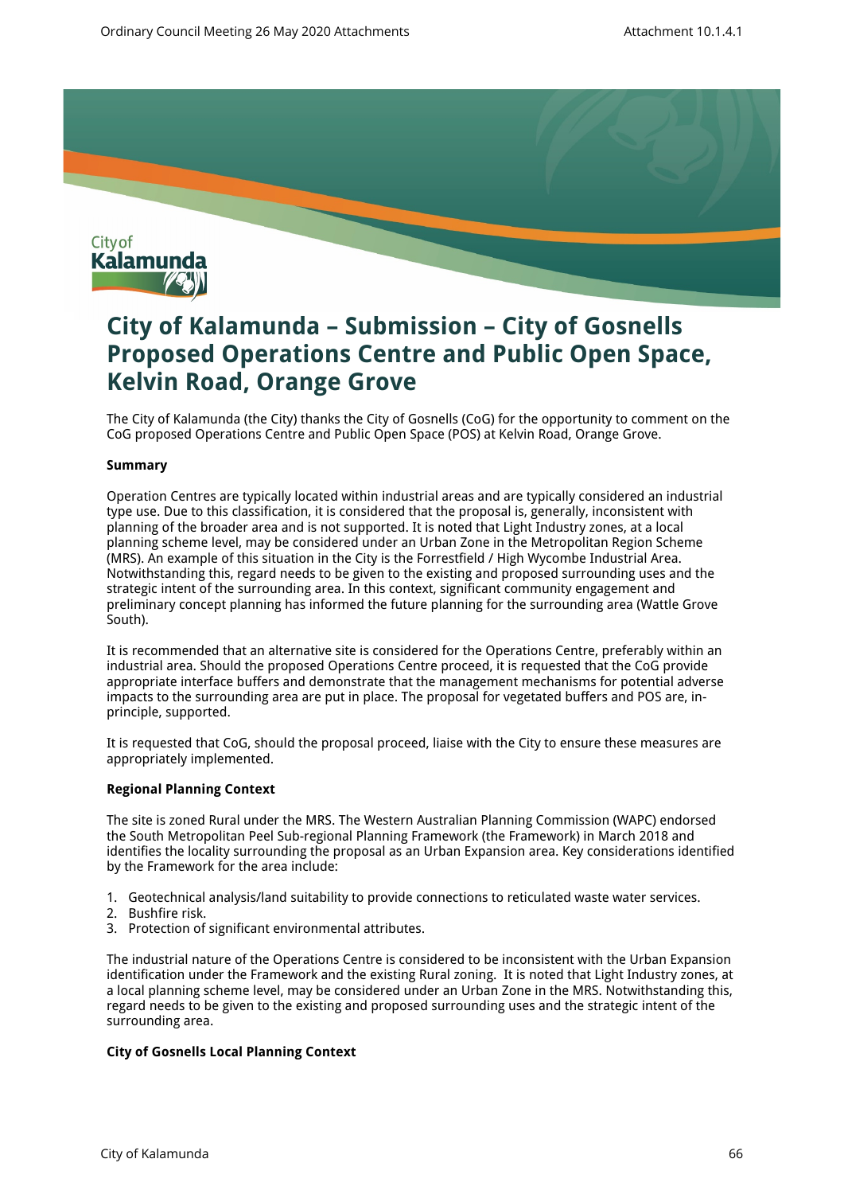# City of Kalamunda – Submission – City of Gosnells Proposed Operations Centre and Public Open Space, Kelvin Road, Orange Grove

The City of Kalamunda (the City) thanks the City of Gosnells (CoG) for the opportunity to comment on the CoG proposed Operations Centre and Public Open Space (POS) at Kelvin Road, Orange Grove.

**Summary**

Operation Centres are typically located within industrial areas and are typically considered an industrial type use. Due to this classification, it is considered that the proposal is, generally, inconsistent with planning of the broader area and is not supported. It is noted that Light Industry zones, at a local planning scheme level, may be considered under an Urban Zone in the Metropolitan Region Scheme (MRS). An example of this situation in the City is the Forrestfield / High Wycombe Industrial Area. Notwithstanding this, regard needs to be given to the existing and proposed surrounding uses and the strategic intent of the surrounding area. In this context, significant community engagement and preliminary concept planning has informed the future planning for the surrounding area (Wattle Grove South).

It is recommended that an alternative site is considered for the Operations Centre, preferably within an industrial area. Should the proposed Operations Centre proceed, it is requested that the CoG provide appropriate interface buffers and demonstrate that the management mechanisms for potential adverse impacts to the surrounding area are put in place. The proposal for vegetated buffers and POS are, in-principle, supported.

It is requested that CoG, should the proposal proceed, liaise with the City to ensure these measures are appropriately implemented.

**Regional Planning Context**

The site is zoned Rural under the MRS. The Western Australian Planning Commission (WAPC) endorsed the South Metropolitan Peel Sub-regional Planning Framework (the Framework) in March 2018 and identifies the locality surrounding the proposal as an Urban Expansion area. Key considerations identified by the Framework for the area include:

1. Geotechnical analysis/land suitability to provide connections to reticulated waste water services.
2. Bushfire risk.
3. Protection of significant environmental attributes.

The industrial nature of the Operations Centre is considered to be inconsistent with the Urban Expansion identification under the Framework and the existing Rural zoning. It is noted that Light Industry zones, at a local planning scheme level, may be considered under an Urban Zone in the MRS. Notwithstanding this, regard needs to be given to the existing and proposed surrounding uses and the strategic intent of the surrounding area.

**City of Gosnells Local Planning Context**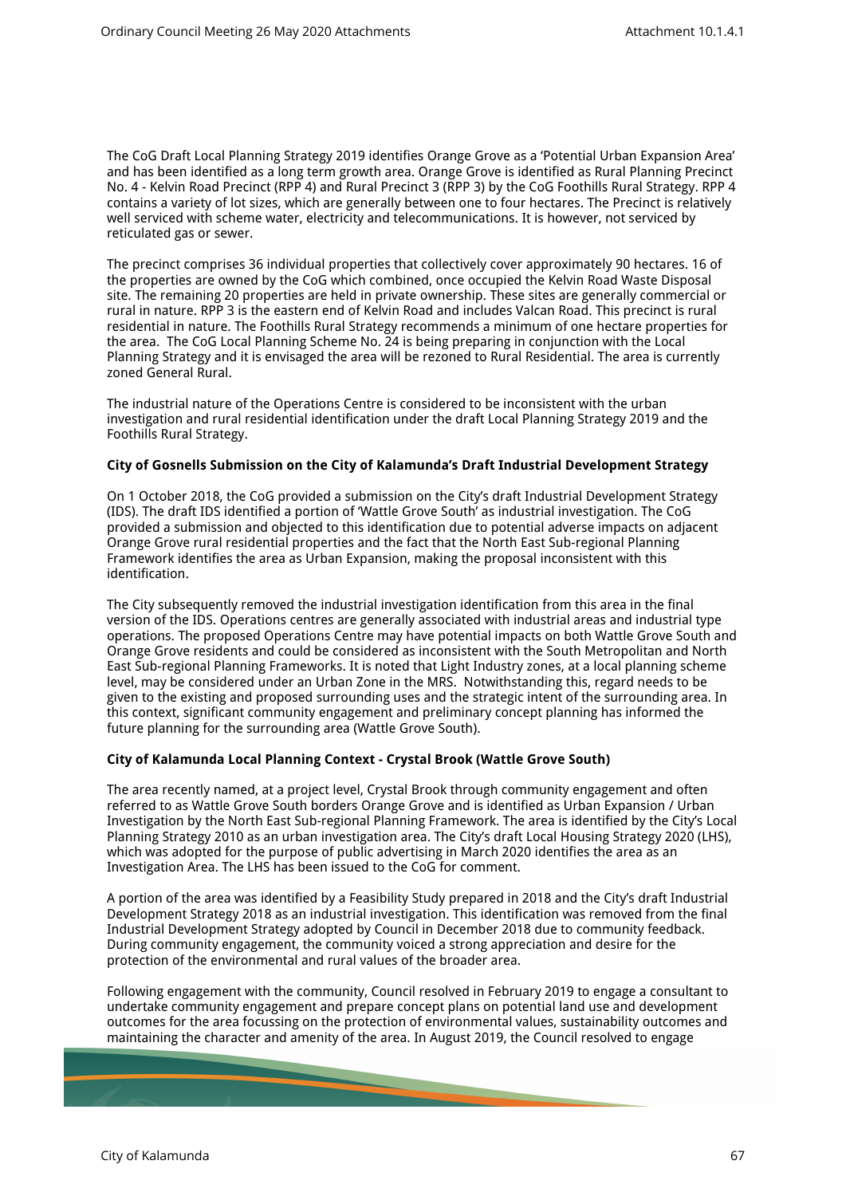The CoG Draft Local Planning Strategy 2019 identifies Orange Grove as a 'Potential Urban Expansion Area' and has been identified as a long term growth area. Orange Grove is identified as Rural Planning Precinct No. 4 - Kelvin Road Precinct (RPP 4) and Rural Precinct 3 (RPP 3) by the CoG Foothills Rural Strategy. RPP 4 contains a variety of lot sizes, which are generally between one to four hectares. The Precinct is relatively well serviced with scheme water, electricity and telecommunications. It is however, not serviced by reticulated gas or sewer.

The precinct comprises 36 individual properties that collectively cover approximately 90 hectares. 16 of the properties are owned by the CoG which combined, once occupied the Kelvin Road Waste Disposal site. The remaining 20 properties are held in private ownership. These sites are generally commercial or rural in nature. RPP 3 is the eastern end of Kelvin Road and includes Valcan Road. This precinct is rural residential in nature. The Foothills Rural Strategy recommends a minimum of one hectare properties for the area. The CoG Local Planning Scheme No. 24 is being preparing in conjunction with the Local Planning Strategy and it is envisaged the area will be rezoned to Rural Residential. The area is currently zoned General Rural.

The industrial nature of the Operations Centre is considered to be inconsistent with the urban investigation and rural residential identification under the draft Local Planning Strategy 2019 and the Foothills Rural Strategy.

**City of Gosnells Submission on the City of Kalamunda's Draft Industrial Development Strategy**

On 1 October 2018, the CoG provided a submission on the City's draft Industrial Development Strategy (IDS). The draft IDS identified a portion of 'Wattle Grove South' as industrial investigation. The CoG provided a submission and objected to this identification due to potential adverse impacts on adjacent Orange Grove rural residential properties and the fact that the North East Sub-regional Planning Framework identifies the area as Urban Expansion, making the proposal inconsistent with this identification.

The City subsequently removed the industrial investigation identification from this area in the final version of the IDS. Operations centres are generally associated with industrial areas and industrial type operations. The proposed Operations Centre may have potential impacts on both Wattle Grove South and Orange Grove residents and could be considered as inconsistent with the South Metropolitan and North East Sub-regional Planning Frameworks. It is noted that Light Industry zones, at a local planning scheme level, may be considered under an Urban Zone in the MRS. Notwithstanding this, regard needs to be given to the existing and proposed surrounding uses and the strategic intent of the surrounding area. In this context, significant community engagement and preliminary concept planning has informed the future planning for the surrounding area (Wattle Grove South).

**City of Kalamunda Local Planning Context - Crystal Brook (Wattle Grove South)**

The area recently named, at a project level, Crystal Brook through community engagement and often referred to as Wattle Grove South borders Orange Grove and is identified as Urban Expansion / Urban Investigation by the North East Sub-regional Planning Framework. The area is identified by the City's Local Planning Strategy 2010 as an urban investigation area. The City's draft Local Housing Strategy 2020 (LHS), which was adopted for the purpose of public advertising in March 2020 identifies the area as an Investigation Area. The LHS has been issued to the CoG for comment.

A portion of the area was identified by a Feasibility Study prepared in 2018 and the City's draft Industrial Development Strategy 2018 as an industrial investigation. This identification was removed from the final Industrial Development Strategy adopted by Council in December 2018 due to community feedback. During community engagement, the community voiced a strong appreciation and desire for the protection of the environmental and rural values of the broader area.

Following engagement with the community, Council resolved in February 2019 to engage a consultant to undertake community engagement and prepare concept plans on potential land use and development outcomes for the area focussing on the protection of environmental values, sustainability outcomes and maintaining the character and amenity of the area. In August 2019, the Council resolved to engage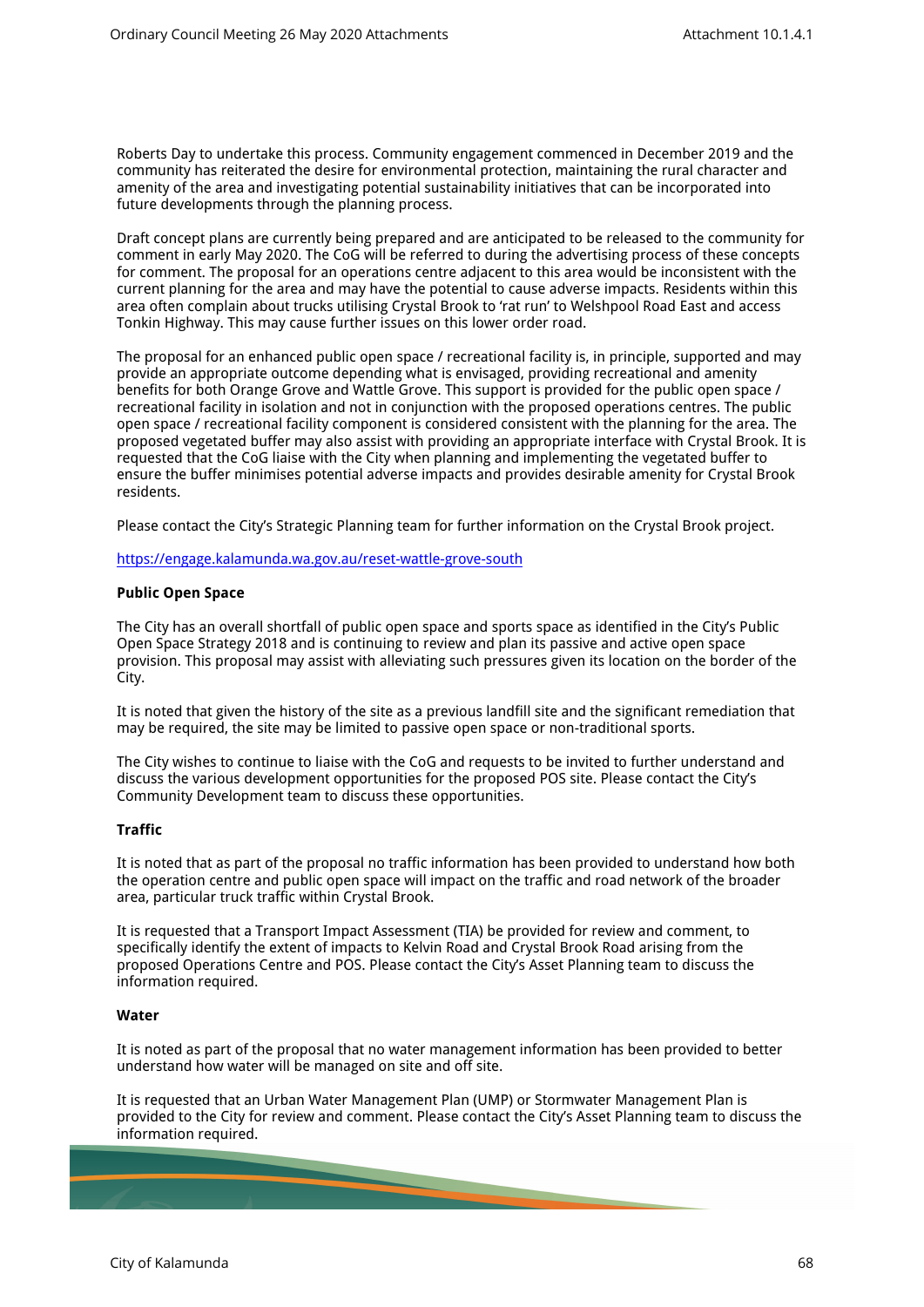Roberts Day to undertake this process. Community engagement commenced in December 2019 and the community has reiterated the desire for environmental protection, maintaining the rural character and amenity of the area and investigating potential sustainability initiatives that can be incorporated into future developments through the planning process.

Draft concept plans are currently being prepared and are anticipated to be released to the community for comment in early May 2020. The CoG will be referred to during the advertising process of these concepts for comment. The proposal for an operations centre adjacent to this area would be inconsistent with the current planning for the area and may have the potential to cause adverse impacts. Residents within this area often complain about trucks utilising Crystal Brook to 'rat run' to Welshpool Road East and access Tonkin Highway. This may cause further issues on this lower order road.

The proposal for an enhanced public open space / recreational facility is, in principle, supported and may provide an appropriate outcome depending what is envisaged, providing recreational and amenity benefits for both Orange Grove and Wattle Grove. This support is provided for the public open space / recreational facility in isolation and not in conjunction with the proposed operations centres. The public open space / recreational facility component is considered consistent with the planning for the area. The proposed vegetated buffer may also assist with providing an appropriate interface with Crystal Brook. It is requested that the CoG liaise with the City when planning and implementing the vegetated buffer to ensure the buffer minimises potential adverse impacts and provides desirable amenity for Crystal Brook residents.

Please contact the City's Strategic Planning team for further information on the Crystal Brook project.

https://engage.kalamunda.wa.gov.au/reset-wattle-grove-south

**Public Open Space**

The City has an overall shortfall of public open space and sports space as identified in the City's Public Open Space Strategy 2018 and is continuing to review and plan its passive and active open space provision. This proposal may assist with alleviating such pressures given its location on the border of the City.

It is noted that given the history of the site as a previous landfill site and the significant remediation that may be required, the site may be limited to passive open space or non-traditional sports.

The City wishes to continue to liaise with the CoG and requests to be invited to further understand and discuss the various development opportunities for the proposed POS site. Please contact the City's Community Development team to discuss these opportunities.

**Traffic**

It is noted that as part of the proposal no traffic information has been provided to understand how both the operation centre and public open space will impact on the traffic and road network of the broader area, particular truck traffic within Crystal Brook.

It is requested that a Transport Impact Assessment (TIA) be provided for review and comment, to specifically identify the extent of impacts to Kelvin Road and Crystal Brook Road arising from the proposed Operations Centre and POS. Please contact the City's Asset Planning team to discuss the information required.

**Water**

It is noted as part of the proposal that no water management information has been provided to better understand how water will be managed on site and off site.

It is requested that an Urban Water Management Plan (UMP) or Stormwater Management Plan is provided to the City for review and comment. Please contact the City's Asset Planning team to discuss the information required.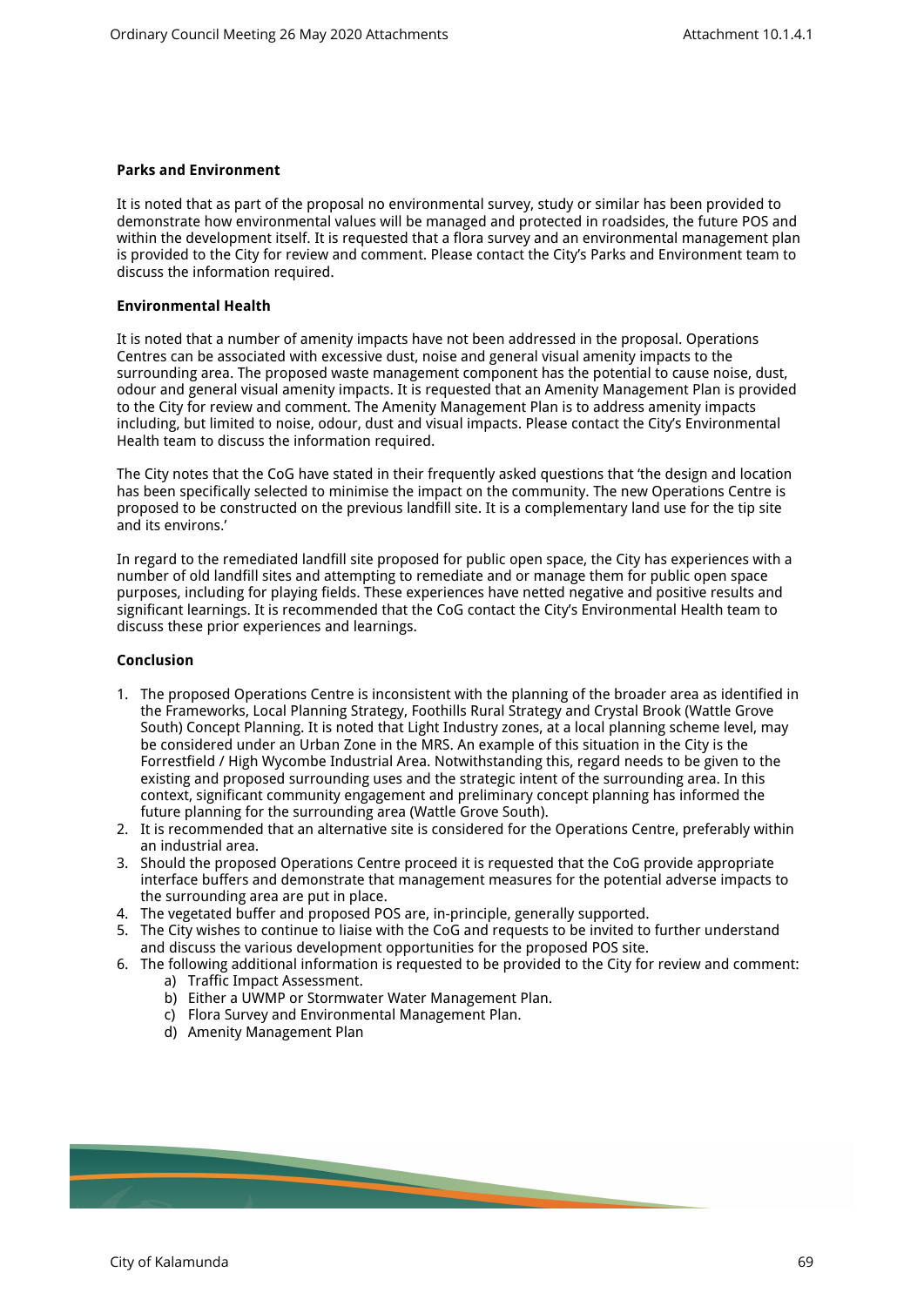**Parks and Environment**

It is noted that as part of the proposal no environmental survey, study or similar has been provided to demonstrate how environmental values will be managed and protected in roadsides, the future POS and within the development itself. It is requested that a flora survey and an environmental management plan is provided to the City for review and comment. Please contact the City's Parks and Environment team to discuss the information required.

**Environmental Health**

It is noted that a number of amenity impacts have not been addressed in the proposal. Operations Centres can be associated with excessive dust, noise and general visual amenity impacts to the surrounding area. The proposed waste management component has the potential to cause noise, dust, odour and general visual amenity impacts. It is requested that an Amenity Management Plan is provided to the City for review and comment. The Amenity Management Plan is to address amenity impacts including, but limited to noise, odour, dust and visual impacts. Please contact the City's Environmental Health team to discuss the information required.

The City notes that the CoG have stated in their frequently asked questions that 'the design and location has been specifically selected to minimise the impact on the community. The new Operations Centre is proposed to be constructed on the previous landfill site. It is a complementary land use for the tip site and its environs.'

In regard to the remediated landfill site proposed for public open space, the City has experiences with a number of old landfill sites and attempting to remediate and or manage them for public open space purposes, including for playing fields. These experiences have netted negative and positive results and significant learnings. It is recommended that the CoG contact the City's Environmental Health team to discuss these prior experiences and learnings.

**Conclusion**

1. The proposed Operations Centre is inconsistent with the planning of the broader area as identified in the Frameworks, Local Planning Strategy, Foothills Rural Strategy and Crystal Brook (Wattle Grove South) Concept Planning. It is noted that Light Industry zones, at a local planning scheme level, may be considered under an Urban Zone in the MRS. An example of this situation in the City is the Forrestfield / High Wycombe Industrial Area. Notwithstanding this, regard needs to be given to the existing and proposed surrounding uses and the strategic intent of the surrounding area. In this context, significant community engagement and preliminary concept planning has informed the future planning for the surrounding area (Wattle Grove South).
2. It is recommended that an alternative site is considered for the Operations Centre, preferably within an industrial area.
3. Should the proposed Operations Centre proceed it is requested that the CoG provide appropriate interface buffers and demonstrate that management measures for the potential adverse impacts to the surrounding area are put in place.
4. The vegetated buffer and proposed POS are, in-principle, generally supported.
5. The City wishes to continue to liaise with the CoG and requests to be invited to further understand and discuss the various development opportunities for the proposed POS site.
6. The following additional information is requested to be provided to the City for review and comment:
    a) Traffic Impact Assessment.
    b) Either a UWMP or Stormwater Water Management Plan.
    c) Flora Survey and Environmental Management Plan.
    d) Amenity Management Plan